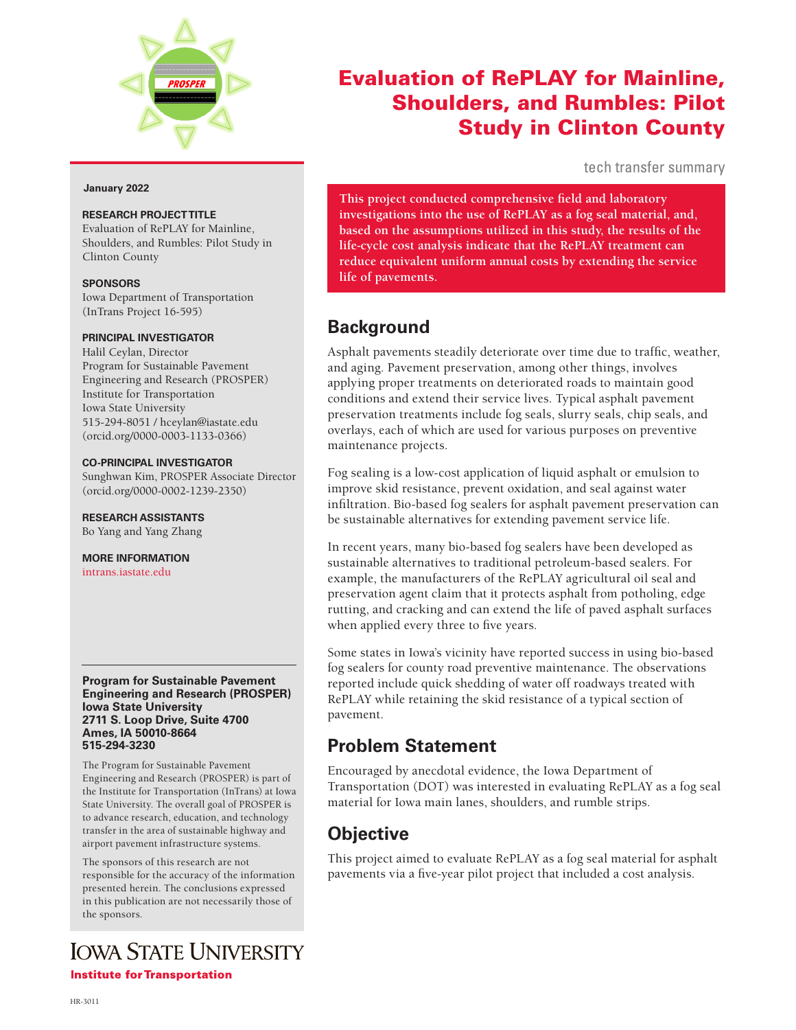# Evaluation of RePLAY for Mainline, Shoulders, and Rumbles: Pilot Study in Clinton County

tech transfer summary

**This project conducted comprehensive field and laboratory investigations into the use of RePLAY as a fog seal material, and, based on the assumptions utilized in this study, the results of the life-cycle cost analysis indicate that the RePLAY treatment can reduce equivalent uniform annual costs by extending the service life of pavements.**

**January 2022**

**RESEARCH PROJECT TITLE**

Evaluation of RePLAY for Mainline, Shoulders, and Rumbles: Pilot Study in Clinton County

**SPONSORS**

Iowa Department of Transportation (InTrans Project 16-595)

**PRINCIPAL INVESTIGATOR**

Halil Ceylan, Director
Program for Sustainable Pavement Engineering and Research (PROSPER)
Institute for Transportation
Iowa State University
515-294-8051 / hceylan@iastate.edu
(orcid.org/0000-0003-1133-0366)

**CO-PRINCIPAL INVESTIGATOR**

Sunghwan Kim, PROSPER Associate Director
(orcid.org/0000-0002-1239-2350)

**RESEARCH ASSISTANTS**

Bo Yang and Yang Zhang

**MORE INFORMATION**

intrans.iastate.edu

**Program for Sustainable Pavement Engineering and Research (PROSPER)**
**Iowa State University**
**2711 S. Loop Drive, Suite 4700**
**Ames, IA 50010-8664**
**515-294-3230**

The Program for Sustainable Pavement Engineering and Research (PROSPER) is part of the Institute for Transportation (InTrans) at Iowa State University. The overall goal of PROSPER is to advance research, education, and technology transfer in the area of sustainable highway and airport pavement infrastructure systems.

The sponsors of this research are not responsible for the accuracy of the information presented herein. The conclusions expressed in this publication are not necessarily those of the sponsors.

## Background

Asphalt pavements steadily deteriorate over time due to traffic, weather, and aging. Pavement preservation, among other things, involves applying proper treatments on deteriorated roads to maintain good conditions and extend their service lives. Typical asphalt pavement preservation treatments include fog seals, slurry seals, chip seals, and overlays, each of which are used for various purposes on preventive maintenance projects.

Fog sealing is a low-cost application of liquid asphalt or emulsion to improve skid resistance, prevent oxidation, and seal against water infiltration. Bio-based fog sealers for asphalt pavement preservation can be sustainable alternatives for extending pavement service life.

In recent years, many bio-based fog sealers have been developed as sustainable alternatives to traditional petroleum-based sealers. For example, the manufacturers of the RePLAY agricultural oil seal and preservation agent claim that it protects asphalt from potholing, edge rutting, and cracking and can extend the life of paved asphalt surfaces when applied every three to five years.

Some states in Iowa's vicinity have reported success in using bio-based fog sealers for county road preventive maintenance. The observations reported include quick shedding of water off roadways treated with RePLAY while retaining the skid resistance of a typical section of pavement.

## Problem Statement

Encouraged by anecdotal evidence, the Iowa Department of Transportation (DOT) was interested in evaluating RePLAY as a fog seal material for Iowa main lanes, shoulders, and rumble strips.

## Objective

This project aimed to evaluate RePLAY as a fog seal material for asphalt pavements via a five-year pilot project that included a cost analysis.

IOWA STATE UNIVERSITY
Institute for Transportation

HR-3011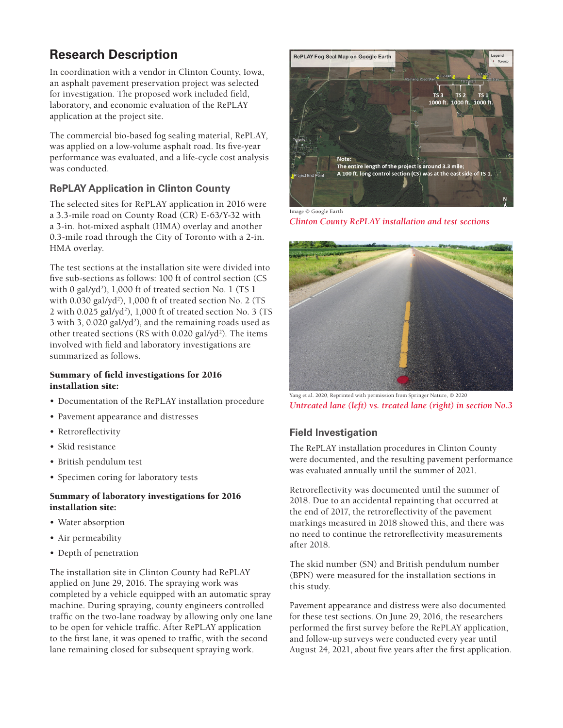## Research Description

In coordination with a vendor in Clinton County, Iowa, an asphalt pavement preservation project was selected for investigation. The proposed work included field, laboratory, and economic evaluation of the RePLAY application at the project site.

The commercial bio-based fog sealing material, RePLAY, was applied on a low-volume asphalt road. Its five-year performance was evaluated, and a life-cycle cost analysis was conducted.

### RePLAY Application in Clinton County

The selected sites for RePLAY application in 2016 were a 3.3-mile road on County Road (CR) E-63/Y-32 with a 3-in. hot-mixed asphalt (HMA) overlay and another 0.3-mile road through the City of Toronto with a 2-in. HMA overlay.

The test sections at the installation site were divided into five sub-sections as follows: 100 ft of control section (CS with 0 gal/yd$^2$), 1,000 ft of treated section No. 1 (TS 1 with 0.030 gal/yd$^2$), 1,000 ft of treated section No. 2 (TS 2 with 0.025 gal/yd$^2$), 1,000 ft of treated section No. 3 (TS 3 with 3, 0.020 gal/yd$^2$), and the remaining roads used as other treated sections (RS with 0.020 gal/yd$^2$). The items involved with field and laboratory investigations are summarized as follows.

**Summary of field investigations for 2016 installation site:**

- Documentation of the RePLAY installation procedure
- Pavement appearance and distresses
- Retroreflectivity
- Skid resistance
- British pendulum test
- Specimen coring for laboratory tests

**Summary of laboratory investigations for 2016 installation site:**

- Water absorption
- Air permeability
- Depth of penetration

The installation site in Clinton County had RePLAY applied on June 29, 2016. The spraying work was completed by a vehicle equipped with an automatic spray machine. During spraying, county engineers controlled traffic on the two-lane roadway by allowing only one lane to be open for vehicle traffic. After RePLAY application to the first lane, it was opened to traffic, with the second lane remaining closed for subsequent spraying work.

Image © Google Earth

*Clinton County RePLAY installation and test sections*

Yang et al. 2020, Reprinted with permission from Springer Nature, © 2020

*Untreated lane (left) vs. treated lane (right) in section No.3*

### Field Investigation

The RePLAY installation procedures in Clinton County were documented, and the resulting pavement performance was evaluated annually until the summer of 2021.

Retroreflectivity was documented until the summer of 2018. Due to an accidental repainting that occurred at the end of 2017, the retroreflectivity of the pavement markings measured in 2018 showed this, and there was no need to continue the retroreflectivity measurements after 2018.

The skid number (SN) and British pendulum number (BPN) were measured for the installation sections in this study.

Pavement appearance and distress were also documented for these test sections. On June 29, 2016, the researchers performed the first survey before the RePLAY application, and follow-up surveys were conducted every year until August 24, 2021, about five years after the first application.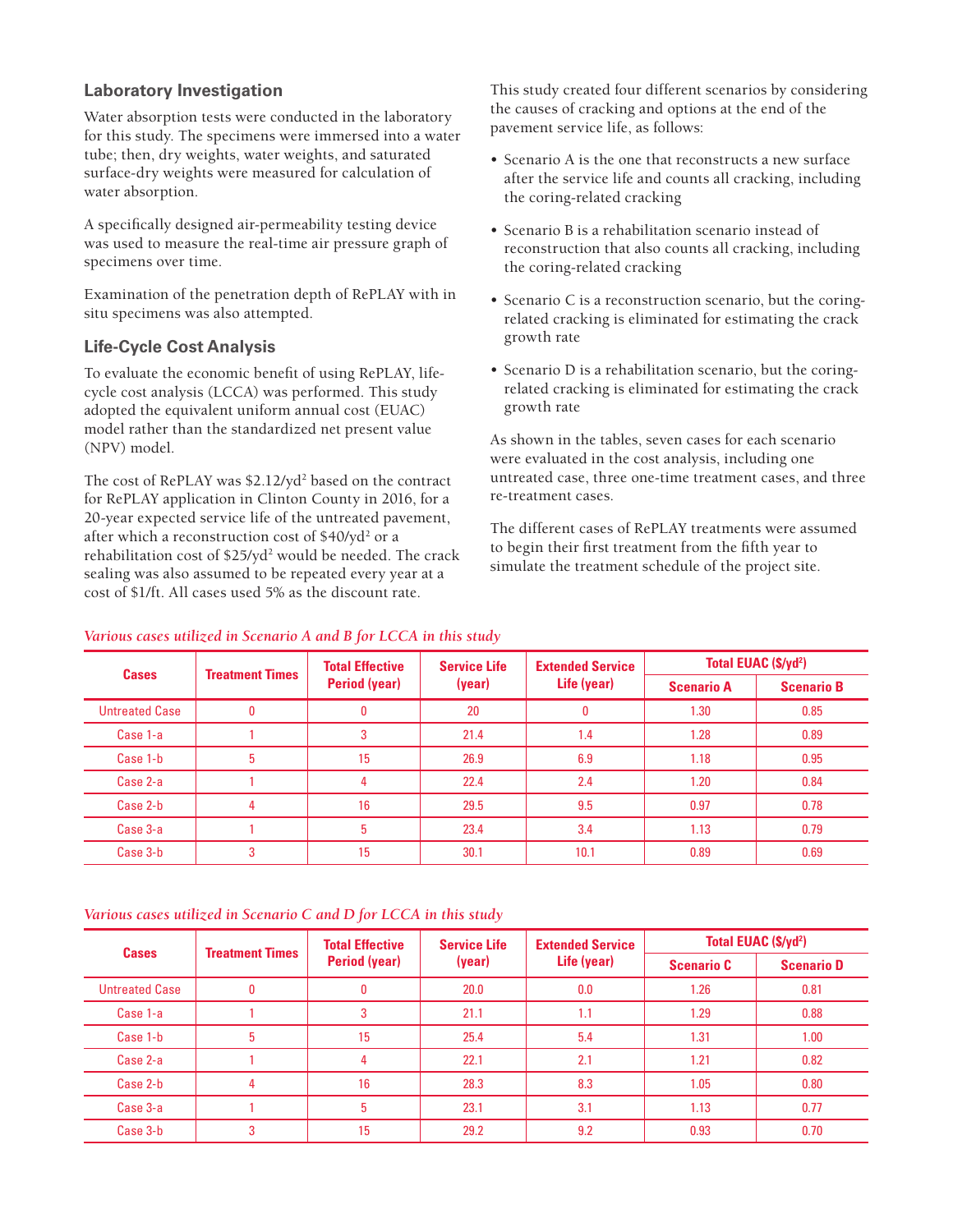## Laboratory Investigation

Water absorption tests were conducted in the laboratory for this study. The specimens were immersed into a water tube; then, dry weights, water weights, and saturated surface-dry weights were measured for calculation of water absorption.

A specifically designed air-permeability testing device was used to measure the real-time air pressure graph of specimens over time.

Examination of the penetration depth of RePLAY with in situ specimens was also attempted.

## Life-Cycle Cost Analysis

To evaluate the economic benefit of using RePLAY, life-cycle cost analysis (LCCA) was performed. This study adopted the equivalent uniform annual cost (EUAC) model rather than the standardized net present value (NPV) model.

The cost of RePLAY was $2.12/yd$^2$ based on the contract for RePLAY application in Clinton County in 2016, for a 20-year expected service life of the untreated pavement, after which a reconstruction cost of $40/yd$^2$ or a rehabilitation cost of $25/yd$^2$ would be needed. The crack sealing was also assumed to be repeated every year at a cost of $1/ft. All cases used 5% as the discount rate.

This study created four different scenarios by considering the causes of cracking and options at the end of the pavement service life, as follows:

- Scenario A is the one that reconstructs a new surface after the service life and counts all cracking, including the coring-related cracking
- Scenario B is a rehabilitation scenario instead of reconstruction that also counts all cracking, including the coring-related cracking
- Scenario C is a reconstruction scenario, but the coring-related cracking is eliminated for estimating the crack growth rate
- Scenario D is a rehabilitation scenario, but the coring-related cracking is eliminated for estimating the crack growth rate

As shown in the tables, seven cases for each scenario were evaluated in the cost analysis, including one untreated case, three one-time treatment cases, and three re-treatment cases.

The different cases of RePLAY treatments were assumed to begin their first treatment from the fifth year to simulate the treatment schedule of the project site.

*Various cases utilized in Scenario A and B for LCCA in this study*

| Cases | Treatment Times | Total Effective Period (year) | Service Life (year) | Extended Service Life (year) | Total EUAC ($/yd$^2$) | |
|---|---|---|---|---|---|---|
| | | | | | Scenario A | Scenario B |
| Untreated Case | 0 | 0 | 20 | 0 | 1.30 | 0.85 |
| Case 1-a | 1 | 3 | 21.4 | 1.4 | 1.28 | 0.89 |
| Case 1-b | 5 | 15 | 26.9 | 6.9 | 1.18 | 0.95 |
| Case 2-a | 1 | 4 | 22.4 | 2.4 | 1.20 | 0.84 |
| Case 2-b | 4 | 16 | 29.5 | 9.5 | 0.97 | 0.78 |
| Case 3-a | 1 | 5 | 23.4 | 3.4 | 1.13 | 0.79 |
| Case 3-b | 3 | 15 | 30.1 | 10.1 | 0.89 | 0.69 |

*Various cases utilized in Scenario C and D for LCCA in this study*

| Cases | Treatment Times | Total Effective Period (year) | Service Life (year) | Extended Service Life (year) | Total EUAC ($/yd$^2$) | |
|---|---|---|---|---|---|---|
| | | | | | Scenario C | Scenario D |
| Untreated Case | 0 | 0 | 20.0 | 0.0 | 1.26 | 0.81 |
| Case 1-a | 1 | 3 | 21.1 | 1.1 | 1.29 | 0.88 |
| Case 1-b | 5 | 15 | 25.4 | 5.4 | 1.31 | 1.00 |
| Case 2-a | 1 | 4 | 22.1 | 2.1 | 1.21 | 0.82 |
| Case 2-b | 4 | 16 | 28.3 | 8.3 | 1.05 | 0.80 |
| Case 3-a | 1 | 5 | 23.1 | 3.1 | 1.13 | 0.77 |
| Case 3-b | 3 | 15 | 29.2 | 9.2 | 0.93 | 0.70 |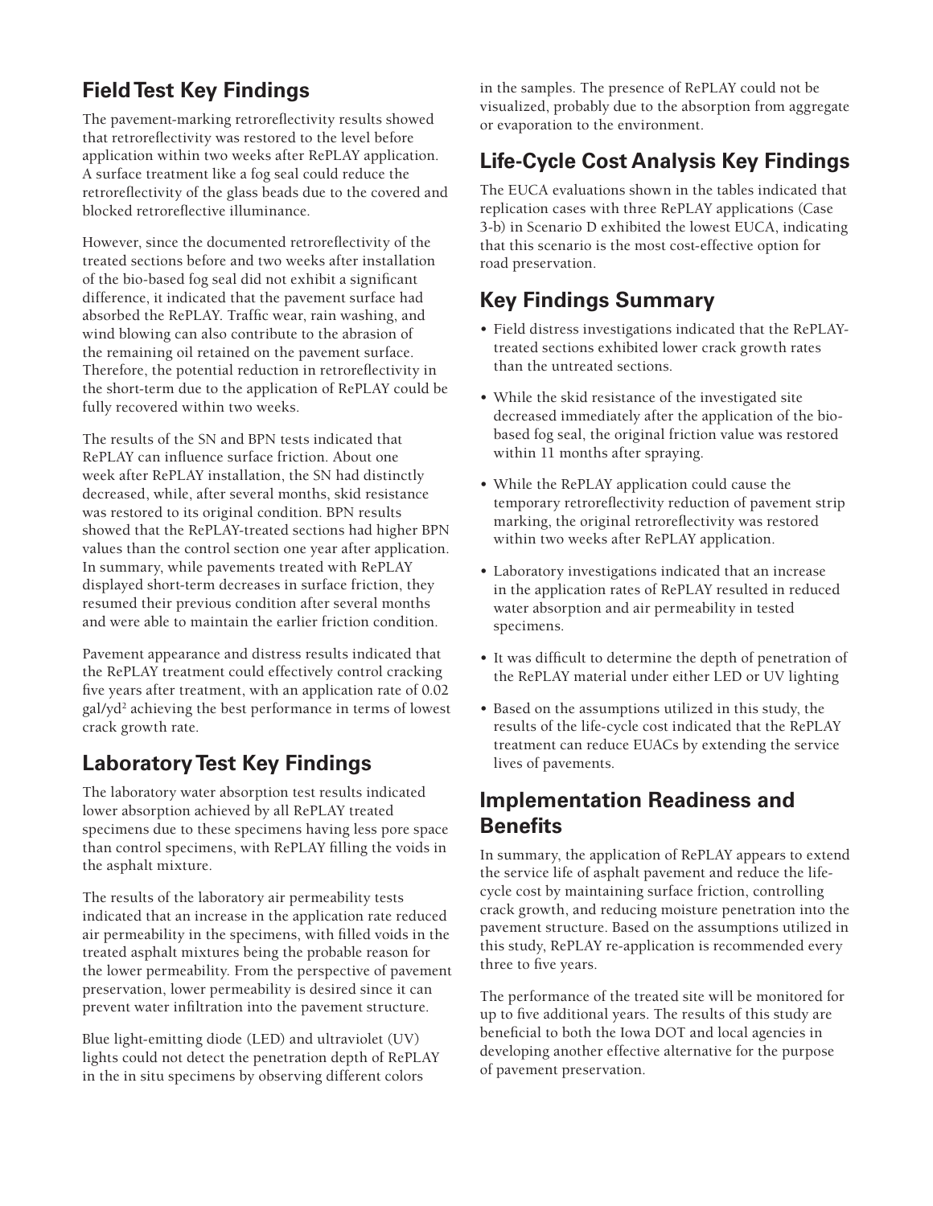## Field Test Key Findings

The pavement-marking retroreflectivity results showed that retroreflectivity was restored to the level before application within two weeks after RePLAY application. A surface treatment like a fog seal could reduce the retroreflectivity of the glass beads due to the covered and blocked retroreflective illuminance.

However, since the documented retroreflectivity of the treated sections before and two weeks after installation of the bio-based fog seal did not exhibit a significant difference, it indicated that the pavement surface had absorbed the RePLAY. Traffic wear, rain washing, and wind blowing can also contribute to the abrasion of the remaining oil retained on the pavement surface. Therefore, the potential reduction in retroreflectivity in the short-term due to the application of RePLAY could be fully recovered within two weeks.

The results of the SN and BPN tests indicated that RePLAY can influence surface friction. About one week after RePLAY installation, the SN had distinctly decreased, while, after several months, skid resistance was restored to its original condition. BPN results showed that the RePLAY-treated sections had higher BPN values than the control section one year after application. In summary, while pavements treated with RePLAY displayed short-term decreases in surface friction, they resumed their previous condition after several months and were able to maintain the earlier friction condition.

Pavement appearance and distress results indicated that the RePLAY treatment could effectively control cracking five years after treatment, with an application rate of 0.02 gal/yd$^2$ achieving the best performance in terms of lowest crack growth rate.

## Laboratory Test Key Findings

The laboratory water absorption test results indicated lower absorption achieved by all RePLAY treated specimens due to these specimens having less pore space than control specimens, with RePLAY filling the voids in the asphalt mixture.

The results of the laboratory air permeability tests indicated that an increase in the application rate reduced air permeability in the specimens, with filled voids in the treated asphalt mixtures being the probable reason for the lower permeability. From the perspective of pavement preservation, lower permeability is desired since it can prevent water infiltration into the pavement structure.

Blue light-emitting diode (LED) and ultraviolet (UV) lights could not detect the penetration depth of RePLAY in the in situ specimens by observing different colors in the samples. The presence of RePLAY could not be visualized, probably due to the absorption from aggregate or evaporation to the environment.

## Life-Cycle Cost Analysis Key Findings

The EUCA evaluations shown in the tables indicated that replication cases with three RePLAY applications (Case 3-b) in Scenario D exhibited the lowest EUCA, indicating that this scenario is the most cost-effective option for road preservation.

## Key Findings Summary

- Field distress investigations indicated that the RePLAY-treated sections exhibited lower crack growth rates than the untreated sections.
- While the skid resistance of the investigated site decreased immediately after the application of the bio-based fog seal, the original friction value was restored within 11 months after spraying.
- While the RePLAY application could cause the temporary retroreflectivity reduction of pavement strip marking, the original retroreflectivity was restored within two weeks after RePLAY application.
- Laboratory investigations indicated that an increase in the application rates of RePLAY resulted in reduced water absorption and air permeability in tested specimens.
- It was difficult to determine the depth of penetration of the RePLAY material under either LED or UV lighting
- Based on the assumptions utilized in this study, the results of the life-cycle cost indicated that the RePLAY treatment can reduce EUACs by extending the service lives of pavements.

## Implementation Readiness and Benefits

In summary, the application of RePLAY appears to extend the service life of asphalt pavement and reduce the life-cycle cost by maintaining surface friction, controlling crack growth, and reducing moisture penetration into the pavement structure. Based on the assumptions utilized in this study, RePLAY re-application is recommended every three to five years.

The performance of the treated site will be monitored for up to five additional years. The results of this study are beneficial to both the Iowa DOT and local agencies in developing another effective alternative for the purpose of pavement preservation.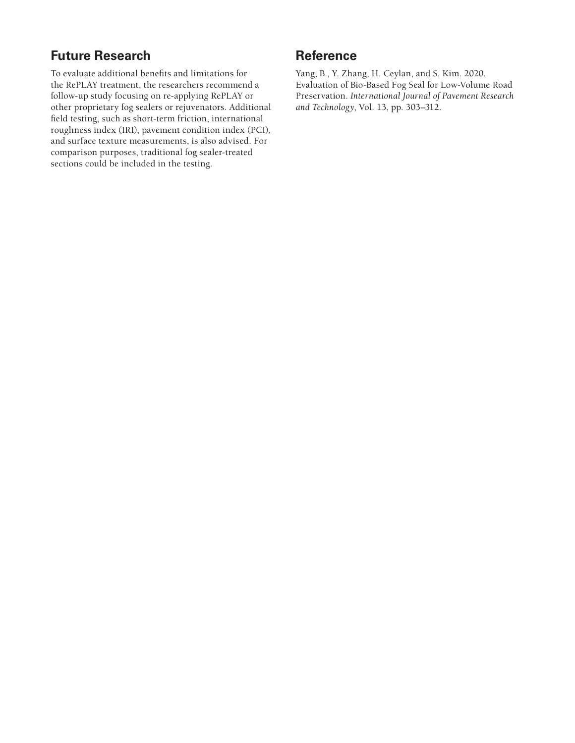## Future Research

To evaluate additional benefits and limitations for the RePLAY treatment, the researchers recommend a follow-up study focusing on re-applying RePLAY or other proprietary fog sealers or rejuvenators. Additional field testing, such as short-term friction, international roughness index (IRI), pavement condition index (PCI), and surface texture measurements, is also advised. For comparison purposes, traditional fog sealer-treated sections could be included in the testing.

## Reference

Yang, B., Y. Zhang, H. Ceylan, and S. Kim. 2020. Evaluation of Bio-Based Fog Seal for Low-Volume Road Preservation. *International Journal of Pavement Research and Technology*, Vol. 13, pp. 303–312.